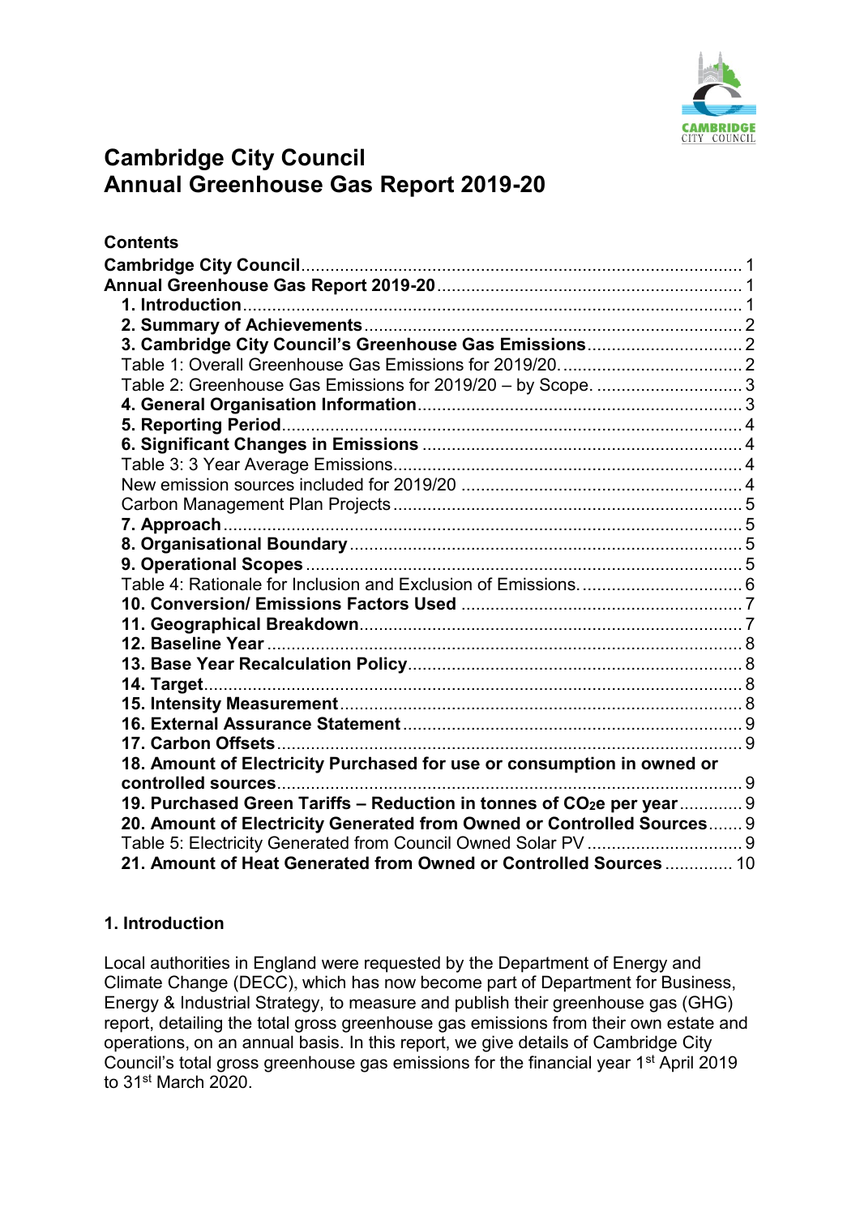# Cambridge City Council
# Annual Greenhouse Gas Report 2019-20

## Contents

**Cambridge City Council** ........ 1
**Annual Greenhouse Gas Report 2019-20** ........ 1
- **1. Introduction** ........ 1
- **2. Summary of Achievements** ........ 2
- **3. Cambridge City Council's Greenhouse Gas Emissions** ........ 2
- Table 1: Overall Greenhouse Gas Emissions for 2019/20. ........ 2
- Table 2: Greenhouse Gas Emissions for 2019/20 – by Scope. ........ 3
- **4. General Organisation Information** ........ 3
- **5. Reporting Period** ........ 4
- **6. Significant Changes in Emissions** ........ 4
- Table 3: 3 Year Average Emissions ........ 4
- New emission sources included for 2019/20 ........ 4
- Carbon Management Plan Projects ........ 5
- **7. Approach** ........ 5
- **8. Organisational Boundary** ........ 5
- **9. Operational Scopes** ........ 5
- Table 4: Rationale for Inclusion and Exclusion of Emissions. ........ 6
- **10. Conversion/ Emissions Factors Used** ........ 7
- **11. Geographical Breakdown** ........ 7
- **12. Baseline Year** ........ 8
- **13. Base Year Recalculation Policy** ........ 8
- **14. Target** ........ 8
- **15. Intensity Measurement** ........ 8
- **16. External Assurance Statement** ........ 9
- **17. Carbon Offsets** ........ 9
- **18. Amount of Electricity Purchased for use or consumption in owned or controlled sources** ........ 9
- **19. Purchased Green Tariffs – Reduction in tonnes of $CO_2e$ per year** ........ 9
- **20. Amount of Electricity Generated from Owned or Controlled Sources** ........ 9
- Table 5: Electricity Generated from Council Owned Solar PV ........ 9
- **21. Amount of Heat Generated from Owned or Controlled Sources** ........ 10

### 1. Introduction

Local authorities in England were requested by the Department of Energy and Climate Change (DECC), which has now become part of Department for Business, Energy & Industrial Strategy, to measure and publish their greenhouse gas (GHG) report, detailing the total gross greenhouse gas emissions from their own estate and operations, on an annual basis. In this report, we give details of Cambridge City Council's total gross greenhouse gas emissions for the financial year 1st April 2019 to 31st March 2020.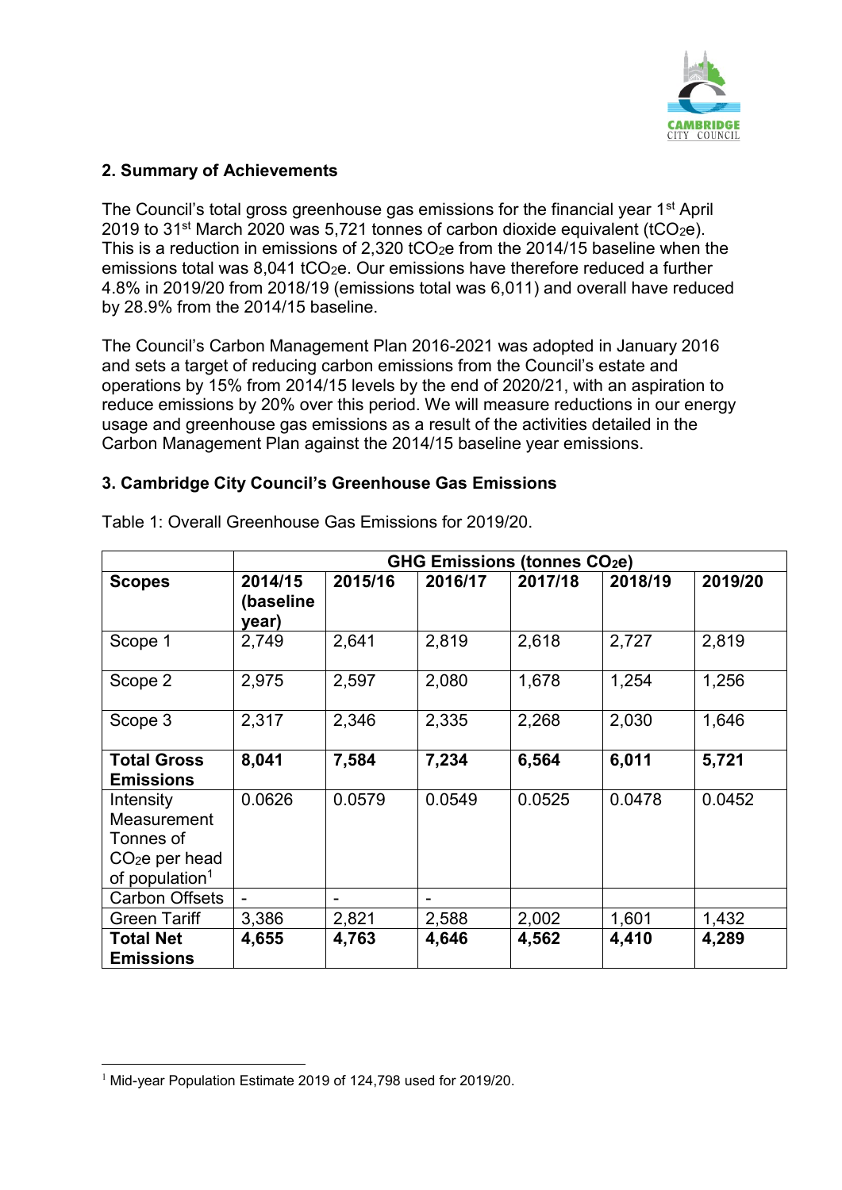## 2. Summary of Achievements

The Council's total gross greenhouse gas emissions for the financial year 1st April 2019 to 31st March 2020 was 5,721 tonnes of carbon dioxide equivalent ($tCO_2e$). This is a reduction in emissions of 2,320 $tCO_2e$ from the 2014/15 baseline when the emissions total was 8,041 $tCO_2e$. Our emissions have therefore reduced a further 4.8% in 2019/20 from 2018/19 (emissions total was 6,011) and overall have reduced by 28.9% from the 2014/15 baseline.

The Council's Carbon Management Plan 2016-2021 was adopted in January 2016 and sets a target of reducing carbon emissions from the Council's estate and operations by 15% from 2014/15 levels by the end of 2020/21, with an aspiration to reduce emissions by 20% over this period. We will measure reductions in our energy usage and greenhouse gas emissions as a result of the activities detailed in the Carbon Management Plan against the 2014/15 baseline year emissions.

## 3. Cambridge City Council's Greenhouse Gas Emissions

Table 1: Overall Greenhouse Gas Emissions for 2019/20.

| | GHG Emissions (tonnes $CO_2e$) | | | | | |
|---|---|---|---|---|---|---|
| **Scopes** | **2014/15 (baseline year)** | **2015/16** | **2016/17** | **2017/18** | **2018/19** | **2019/20** |
| Scope 1 | 2,749 | 2,641 | 2,819 | 2,618 | 2,727 | 2,819 |
| Scope 2 | 2,975 | 2,597 | 2,080 | 1,678 | 1,254 | 1,256 |
| Scope 3 | 2,317 | 2,346 | 2,335 | 2,268 | 2,030 | 1,646 |
| **Total Gross Emissions** | **8,041** | **7,584** | **7,234** | **6,564** | **6,011** | **5,721** |
| Intensity Measurement Tonnes of $CO_2e$ per head of population[1] | 0.0626 | 0.0579 | 0.0549 | 0.0525 | 0.0478 | 0.0452 |
| Carbon Offsets | - | - | - | | | |
| Green Tariff | 3,386 | 2,821 | 2,588 | 2,002 | 1,601 | 1,432 |
| **Total Net Emissions** | **4,655** | **4,763** | **4,646** | **4,562** | **4,410** | **4,289** |

[1] Mid-year Population Estimate 2019 of 124,798 used for 2019/20.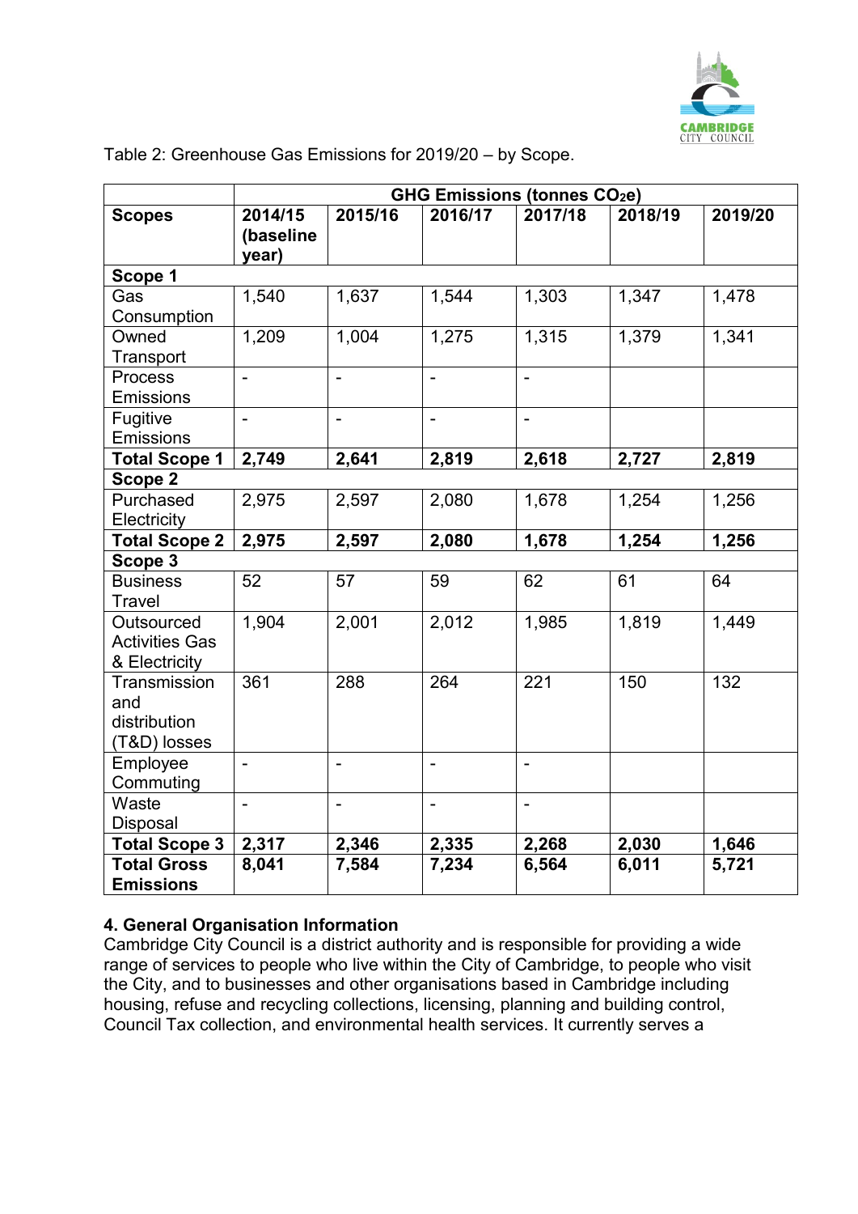Table 2: Greenhouse Gas Emissions for 2019/20 – by Scope.

| | GHG Emissions (tonnes $CO_2e$) | | | | | |
|---|---|---|---|---|---|---|
| **Scopes** | **2014/15 (baseline year)** | **2015/16** | **2016/17** | **2017/18** | **2018/19** | **2019/20** |
| **Scope 1** | | | | | | |
| Gas Consumption | 1,540 | 1,637 | 1,544 | 1,303 | 1,347 | 1,478 |
| Owned Transport | 1,209 | 1,004 | 1,275 | 1,315 | 1,379 | 1,341 |
| Process Emissions | - | - | - | - | | |
| Fugitive Emissions | - | - | - | - | | |
| **Total Scope 1** | **2,749** | **2,641** | **2,819** | **2,618** | **2,727** | **2,819** |
| **Scope 2** | | | | | | |
| Purchased Electricity | 2,975 | 2,597 | 2,080 | 1,678 | 1,254 | 1,256 |
| **Total Scope 2** | **2,975** | **2,597** | **2,080** | **1,678** | **1,254** | **1,256** |
| **Scope 3** | | | | | | |
| Business Travel | 52 | 57 | 59 | 62 | 61 | 64 |
| Outsourced Activities Gas & Electricity | 1,904 | 2,001 | 2,012 | 1,985 | 1,819 | 1,449 |
| Transmission and distribution (T&D) losses | 361 | 288 | 264 | 221 | 150 | 132 |
| Employee Commuting | - | - | - | - | | |
| Waste Disposal | - | - | - | - | | |
| **Total Scope 3** | **2,317** | **2,346** | **2,335** | **2,268** | **2,030** | **1,646** |
| **Total Gross Emissions** | **8,041** | **7,584** | **7,234** | **6,564** | **6,011** | **5,721** |

**4. General Organisation Information**

Cambridge City Council is a district authority and is responsible for providing a wide range of services to people who live within the City of Cambridge, to people who visit the City, and to businesses and other organisations based in Cambridge including housing, refuse and recycling collections, licensing, planning and building control, Council Tax collection, and environmental health services. It currently serves a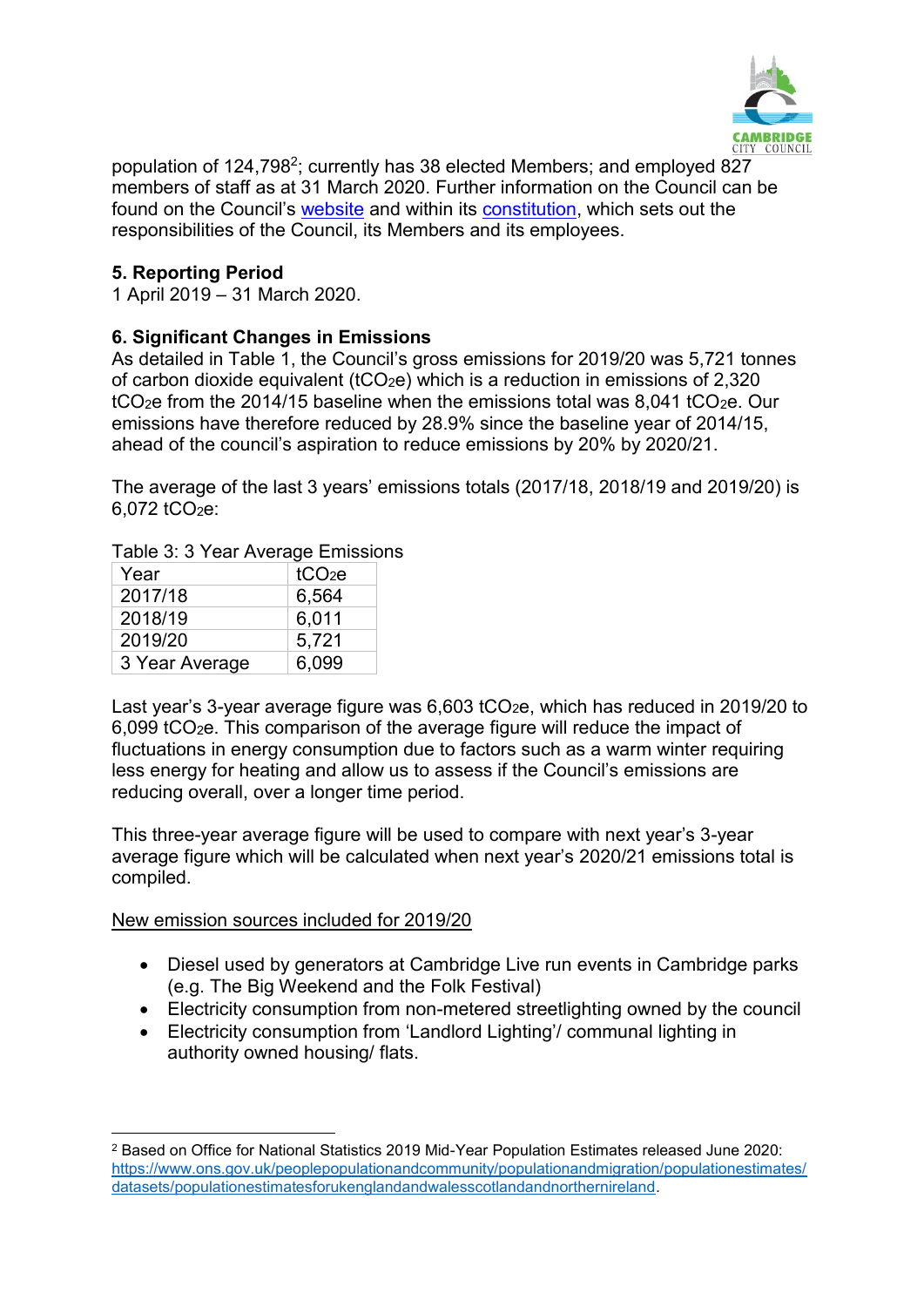population of 124,798[2]; currently has 38 elected Members; and employed 827 members of staff as at 31 March 2020. Further information on the Council can be found on the Council's website and within its constitution, which sets out the responsibilities of the Council, its Members and its employees.

## 5. Reporting Period

1 April 2019 – 31 March 2020.

## 6. Significant Changes in Emissions

As detailed in Table 1, the Council's gross emissions for 2019/20 was 5,721 tonnes of carbon dioxide equivalent ($tCO_2e$) which is a reduction in emissions of 2,320 $tCO_2e$ from the 2014/15 baseline when the emissions total was 8,041 $tCO_2e$. Our emissions have therefore reduced by 28.9% since the baseline year of 2014/15, ahead of the council's aspiration to reduce emissions by 20% by 2020/21.

The average of the last 3 years' emissions totals (2017/18, 2018/19 and 2019/20) is 6,072 $tCO_2e$:

Table 3: 3 Year Average Emissions

| Year | $tCO_2e$ |
|---|---|
| 2017/18 | 6,564 |
| 2018/19 | 6,011 |
| 2019/20 | 5,721 |
| 3 Year Average | 6,099 |

Last year's 3-year average figure was 6,603 $tCO_2e$, which has reduced in 2019/20 to 6,099 $tCO_2e$. This comparison of the average figure will reduce the impact of fluctuations in energy consumption due to factors such as a warm winter requiring less energy for heating and allow us to assess if the Council's emissions are reducing overall, over a longer time period.

This three-year average figure will be used to compare with next year's 3-year average figure which will be calculated when next year's 2020/21 emissions total is compiled.

<u>New emission sources included for 2019/20</u>

- Diesel used by generators at Cambridge Live run events in Cambridge parks (e.g. The Big Weekend and the Folk Festival)
- Electricity consumption from non-metered streetlighting owned by the council
- Electricity consumption from 'Landlord Lighting'/ communal lighting in authority owned housing/ flats.

---

[2] Based on Office for National Statistics 2019 Mid-Year Population Estimates released June 2020: https://www.ons.gov.uk/peoplepopulationandcommunity/populationandmigration/populationestimates/datasets/populationestimatesforukenglandandwalesscotlandandnorthernireland.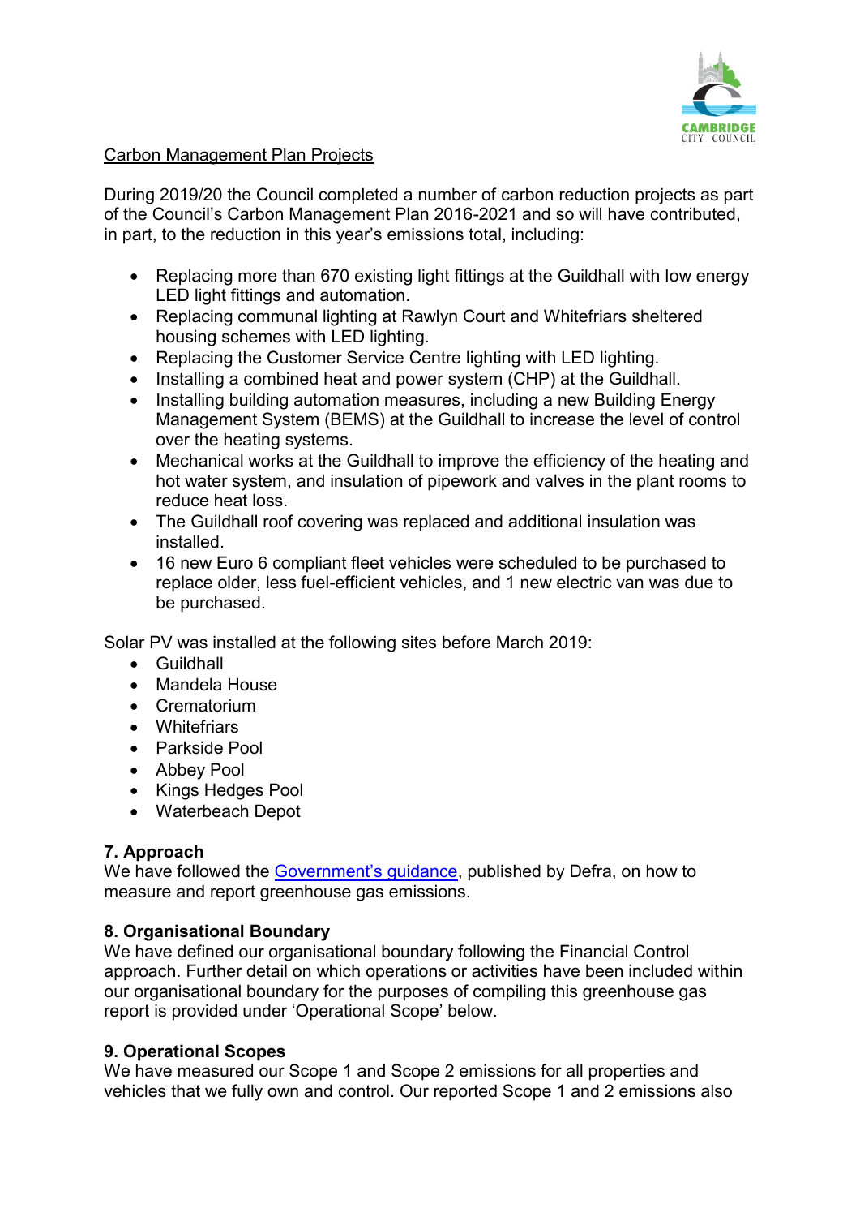Carbon Management Plan Projects

During 2019/20 the Council completed a number of carbon reduction projects as part of the Council's Carbon Management Plan 2016-2021 and so will have contributed, in part, to the reduction in this year's emissions total, including:

- Replacing more than 670 existing light fittings at the Guildhall with low energy LED light fittings and automation.
- Replacing communal lighting at Rawlyn Court and Whitefriars sheltered housing schemes with LED lighting.
- Replacing the Customer Service Centre lighting with LED lighting.
- Installing a combined heat and power system (CHP) at the Guildhall.
- Installing building automation measures, including a new Building Energy Management System (BEMS) at the Guildhall to increase the level of control over the heating systems.
- Mechanical works at the Guildhall to improve the efficiency of the heating and hot water system, and insulation of pipework and valves in the plant rooms to reduce heat loss.
- The Guildhall roof covering was replaced and additional insulation was installed.
- 16 new Euro 6 compliant fleet vehicles were scheduled to be purchased to replace older, less fuel-efficient vehicles, and 1 new electric van was due to be purchased.

Solar PV was installed at the following sites before March 2019:

- Guildhall
- Mandela House
- Crematorium
- Whitefriars
- Parkside Pool
- Abbey Pool
- Kings Hedges Pool
- Waterbeach Depot

### 7. Approach

We have followed the Government's guidance, published by Defra, on how to measure and report greenhouse gas emissions.

### 8. Organisational Boundary

We have defined our organisational boundary following the Financial Control approach. Further detail on which operations or activities have been included within our organisational boundary for the purposes of compiling this greenhouse gas report is provided under 'Operational Scope' below.

### 9. Operational Scopes

We have measured our Scope 1 and Scope 2 emissions for all properties and vehicles that we fully own and control. Our reported Scope 1 and 2 emissions also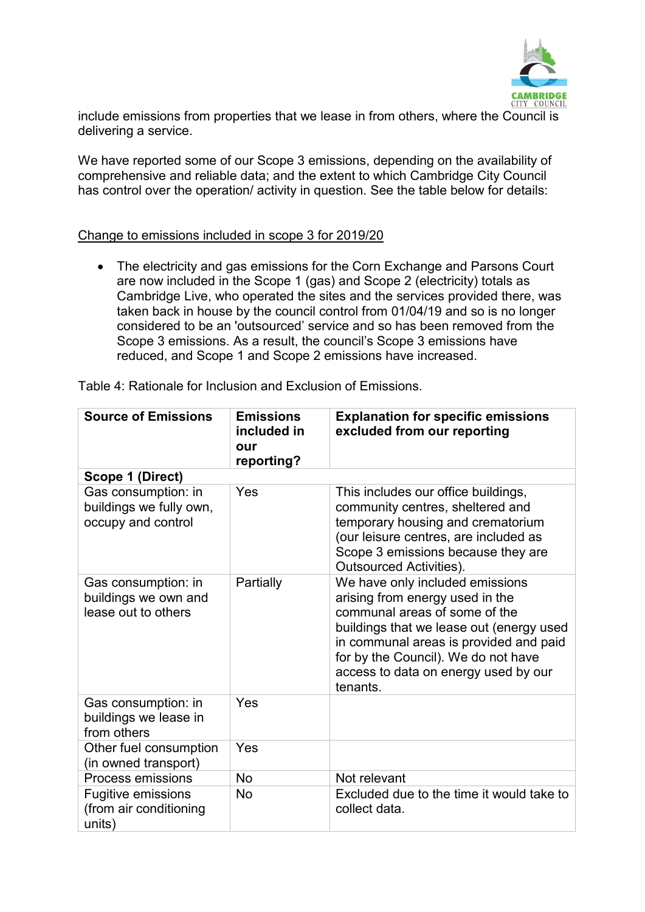include emissions from properties that we lease in from others, where the Council is delivering a service.

We have reported some of our Scope 3 emissions, depending on the availability of comprehensive and reliable data; and the extent to which Cambridge City Council has control over the operation/ activity in question. See the table below for details:

Change to emissions included in scope 3 for 2019/20

- The electricity and gas emissions for the Corn Exchange and Parsons Court are now included in the Scope 1 (gas) and Scope 2 (electricity) totals as Cambridge Live, who operated the sites and the services provided there, was taken back in house by the council control from 01/04/19 and so is no longer considered to be an 'outsourced' service and so has been removed from the Scope 3 emissions. As a result, the council's Scope 3 emissions have reduced, and Scope 1 and Scope 2 emissions have increased.

Table 4: Rationale for Inclusion and Exclusion of Emissions.

| Source of Emissions | Emissions included in our reporting? | Explanation for specific emissions excluded from our reporting |
|---|---|---|
| **Scope 1 (Direct)** | | |
| Gas consumption: in buildings we fully own, occupy and control | Yes | This includes our office buildings, community centres, sheltered and temporary housing and crematorium (our leisure centres, are included as Scope 3 emissions because they are Outsourced Activities). |
| Gas consumption: in buildings we own and lease out to others | Partially | We have only included emissions arising from energy used in the communal areas of some of the buildings that we lease out (energy used in communal areas is provided and paid for by the Council). We do not have access to data on energy used by our tenants. |
| Gas consumption: in buildings we lease in from others | Yes | |
| Other fuel consumption (in owned transport) | Yes | |
| Process emissions | No | Not relevant |
| Fugitive emissions (from air conditioning units) | No | Excluded due to the time it would take to collect data. |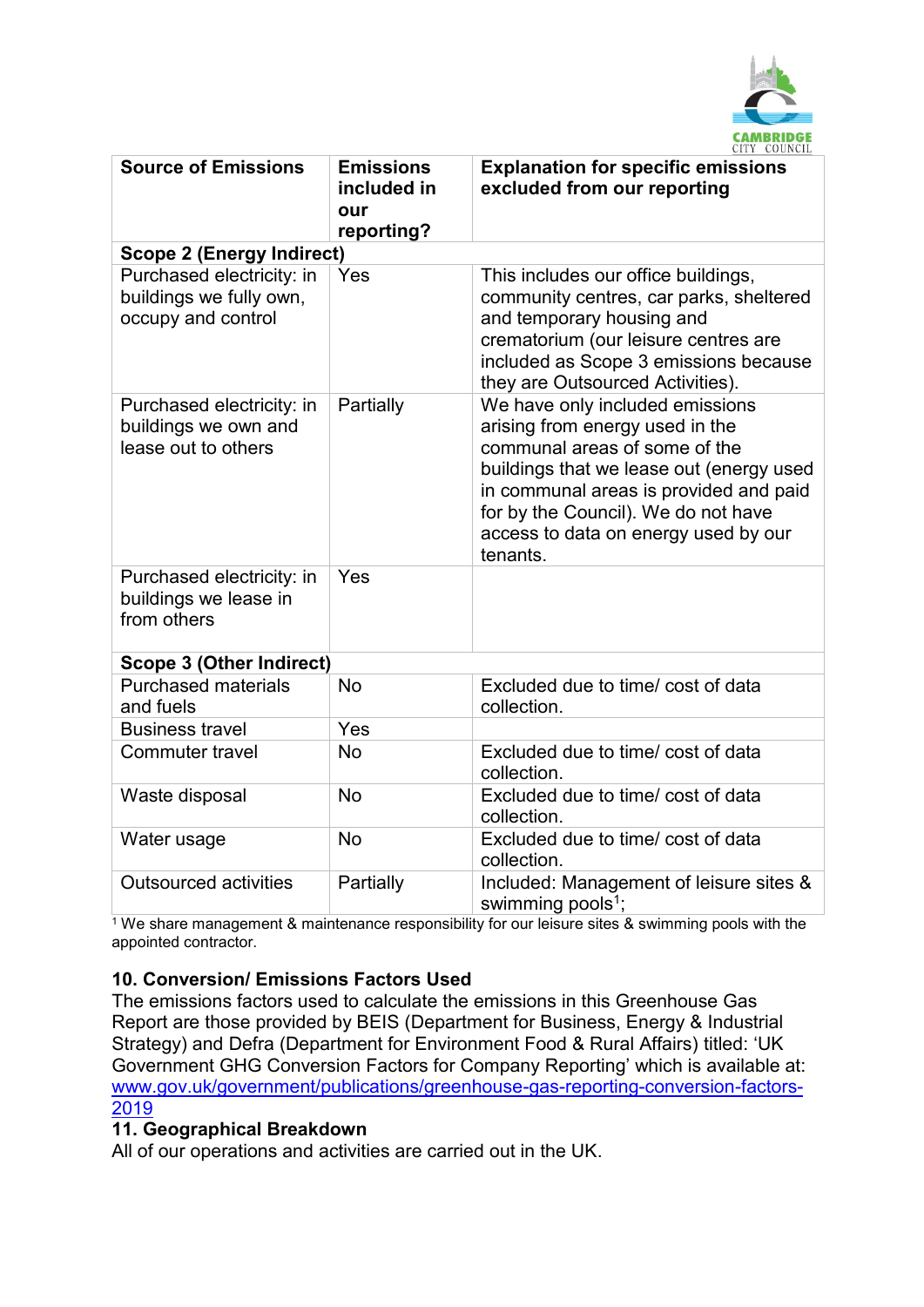| Source of Emissions | Emissions included in our reporting? | Explanation for specific emissions excluded from our reporting |
|---|---|---|
| **Scope 2 (Energy Indirect)** | | |
| Purchased electricity: in buildings we fully own, occupy and control | Yes | This includes our office buildings, community centres, car parks, sheltered and temporary housing and crematorium (our leisure centres are included as Scope 3 emissions because they are Outsourced Activities). |
| Purchased electricity: in buildings we own and lease out to others | Partially | We have only included emissions arising from energy used in the communal areas of some of the buildings that we lease out (energy used in communal areas is provided and paid for by the Council). We do not have access to data on energy used by our tenants. |
| Purchased electricity: in buildings we lease in from others | Yes | |
| **Scope 3 (Other Indirect)** | | |
| Purchased materials and fuels | No | Excluded due to time/ cost of data collection. |
| Business travel | Yes | |
| Commuter travel | No | Excluded due to time/ cost of data collection. |
| Waste disposal | No | Excluded due to time/ cost of data collection. |
| Water usage | No | Excluded due to time/ cost of data collection. |
| Outsourced activities | Partially | Included: Management of leisure sites & swimming pools[1]; |

[1] We share management & maintenance responsibility for our leisure sites & swimming pools with the appointed contractor.

**10. Conversion/ Emissions Factors Used**

The emissions factors used to calculate the emissions in this Greenhouse Gas Report are those provided by BEIS (Department for Business, Energy & Industrial Strategy) and Defra (Department for Environment Food & Rural Affairs) titled: 'UK Government GHG Conversion Factors for Company Reporting' which is available at: www.gov.uk/government/publications/greenhouse-gas-reporting-conversion-factors-2019

**11. Geographical Breakdown**

All of our operations and activities are carried out in the UK.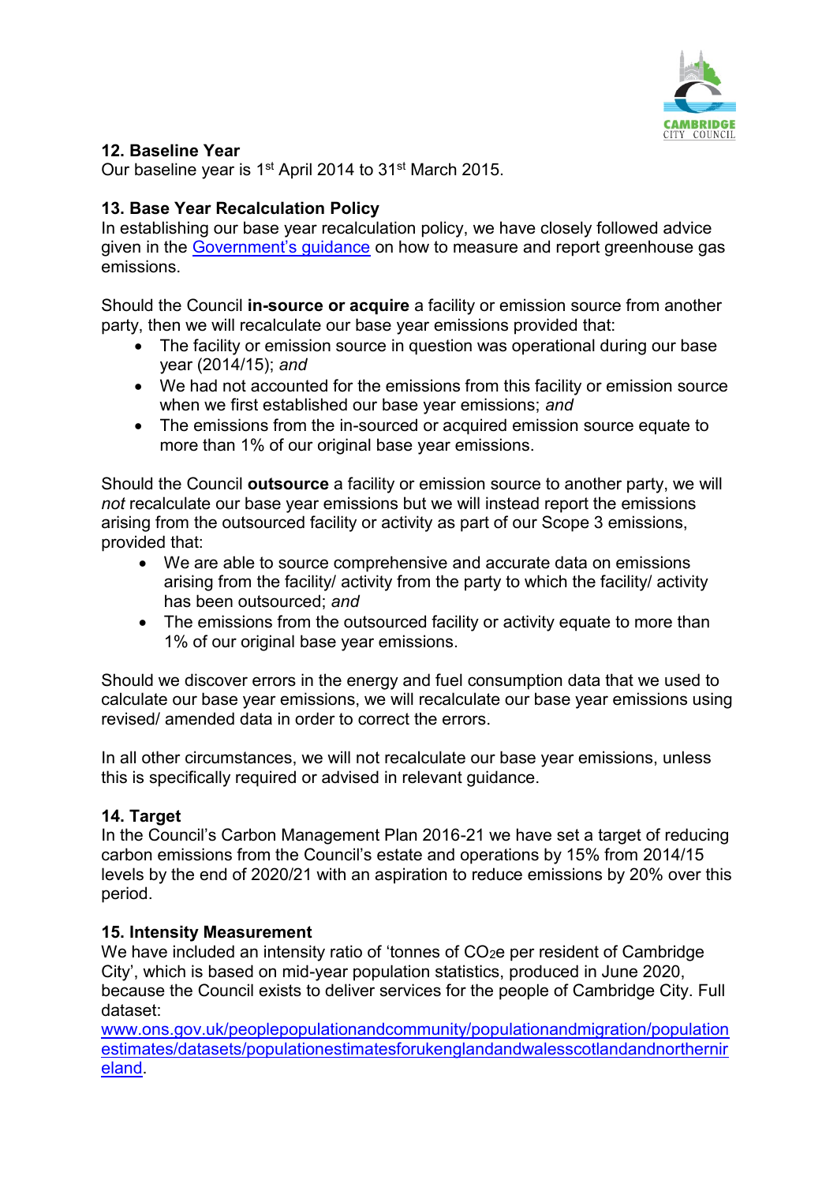## 12. Baseline Year

Our baseline year is 1st April 2014 to 31st March 2015.

## 13. Base Year Recalculation Policy

In establishing our base year recalculation policy, we have closely followed advice given in the Government's guidance on how to measure and report greenhouse gas emissions.

Should the Council **in-source or acquire** a facility or emission source from another party, then we will recalculate our base year emissions provided that:

- The facility or emission source in question was operational during our base year (2014/15); *and*
- We had not accounted for the emissions from this facility or emission source when we first established our base year emissions; *and*
- The emissions from the in-sourced or acquired emission source equate to more than 1% of our original base year emissions.

Should the Council **outsource** a facility or emission source to another party, we will *not* recalculate our base year emissions but we will instead report the emissions arising from the outsourced facility or activity as part of our Scope 3 emissions, provided that:

- We are able to source comprehensive and accurate data on emissions arising from the facility/ activity from the party to which the facility/ activity has been outsourced; *and*
- The emissions from the outsourced facility or activity equate to more than 1% of our original base year emissions.

Should we discover errors in the energy and fuel consumption data that we used to calculate our base year emissions, we will recalculate our base year emissions using revised/ amended data in order to correct the errors.

In all other circumstances, we will not recalculate our base year emissions, unless this is specifically required or advised in relevant guidance.

## 14. Target

In the Council's Carbon Management Plan 2016-21 we have set a target of reducing carbon emissions from the Council's estate and operations by 15% from 2014/15 levels by the end of 2020/21 with an aspiration to reduce emissions by 20% over this period.

## 15. Intensity Measurement

We have included an intensity ratio of 'tonnes of $CO_2e$ per resident of Cambridge City', which is based on mid-year population statistics, produced in June 2020, because the Council exists to deliver services for the people of Cambridge City. Full dataset: www.ons.gov.uk/peoplepopulationandcommunity/populationandmigration/populationestimates/datasets/populationestimatesforukenglandandwalesscotlandandnorthernireland.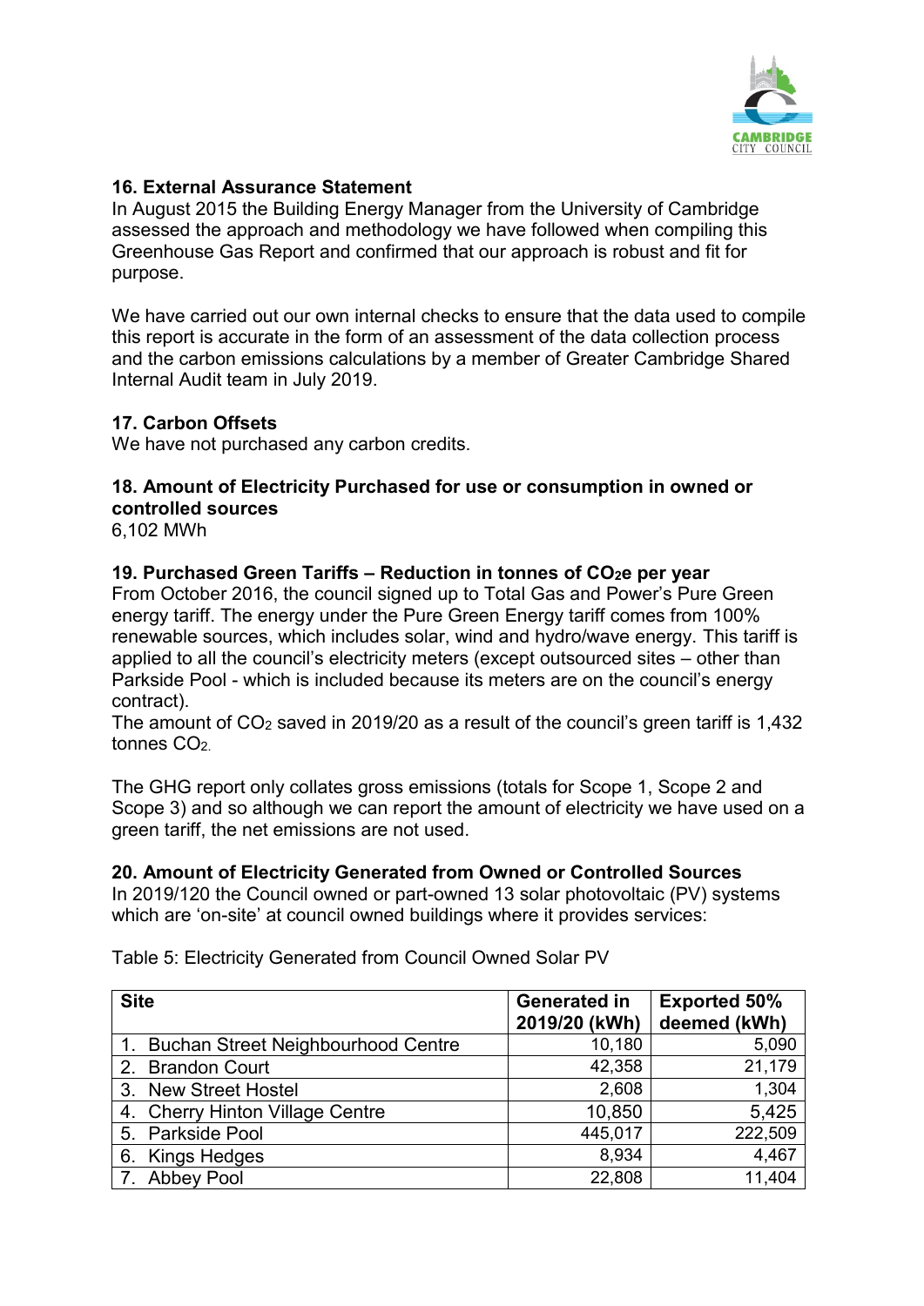## 16. External Assurance Statement

In August 2015 the Building Energy Manager from the University of Cambridge assessed the approach and methodology we have followed when compiling this Greenhouse Gas Report and confirmed that our approach is robust and fit for purpose.

We have carried out our own internal checks to ensure that the data used to compile this report is accurate in the form of an assessment of the data collection process and the carbon emissions calculations by a member of Greater Cambridge Shared Internal Audit team in July 2019.

## 17. Carbon Offsets

We have not purchased any carbon credits.

## 18. Amount of Electricity Purchased for use or consumption in owned or controlled sources

6,102 MWh

## 19. Purchased Green Tariffs – Reduction in tonnes of $CO_2e$ per year

From October 2016, the council signed up to Total Gas and Power's Pure Green energy tariff. The energy under the Pure Green Energy tariff comes from 100% renewable sources, which includes solar, wind and hydro/wave energy. This tariff is applied to all the council's electricity meters (except outsourced sites – other than Parkside Pool - which is included because its meters are on the council's energy contract).

The amount of $CO_2$ saved in 2019/20 as a result of the council's green tariff is 1,432 tonnes $CO_2$.

The GHG report only collates gross emissions (totals for Scope 1, Scope 2 and Scope 3) and so although we can report the amount of electricity we have used on a green tariff, the net emissions are not used.

## 20. Amount of Electricity Generated from Owned or Controlled Sources

In 2019/120 the Council owned or part-owned 13 solar photovoltaic (PV) systems which are 'on-site' at council owned buildings where it provides services:

Table 5: Electricity Generated from Council Owned Solar PV

| Site | Generated in 2019/20 (kWh) | Exported 50% deemed (kWh) |
|---|---|---|
| 1. Buchan Street Neighbourhood Centre | 10,180 | 5,090 |
| 2. Brandon Court | 42,358 | 21,179 |
| 3. New Street Hostel | 2,608 | 1,304 |
| 4. Cherry Hinton Village Centre | 10,850 | 5,425 |
| 5. Parkside Pool | 445,017 | 222,509 |
| 6. Kings Hedges | 8,934 | 4,467 |
| 7. Abbey Pool | 22,808 | 11,404 |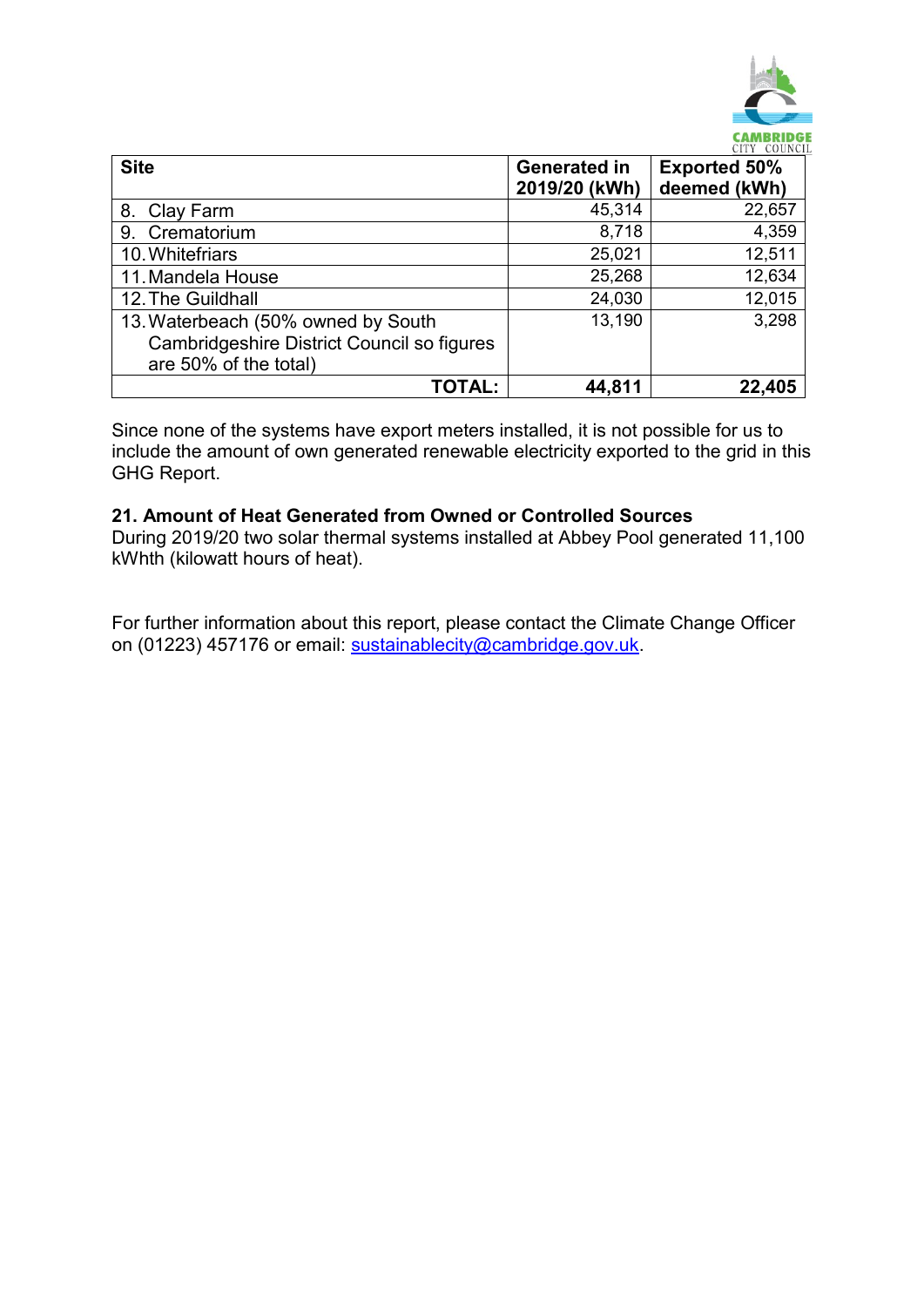| Site | Generated in 2019/20 (kWh) | Exported 50% deemed (kWh) |
|---|---|---|
| 8. Clay Farm | 45,314 | 22,657 |
| 9. Crematorium | 8,718 | 4,359 |
| 10. Whitefriars | 25,021 | 12,511 |
| 11. Mandela House | 25,268 | 12,634 |
| 12. The Guildhall | 24,030 | 12,015 |
| 13. Waterbeach (50% owned by South Cambridgeshire District Council so figures are 50% of the total) | 13,190 | 3,298 |
| **TOTAL:** | **44,811** | **22,405** |

Since none of the systems have export meters installed, it is not possible for us to include the amount of own generated renewable electricity exported to the grid in this GHG Report.

**21. Amount of Heat Generated from Owned or Controlled Sources**

During 2019/20 two solar thermal systems installed at Abbey Pool generated 11,100 kWhth (kilowatt hours of heat).

For further information about this report, please contact the Climate Change Officer on (01223) 457176 or email: sustainablecity@cambridge.gov.uk.